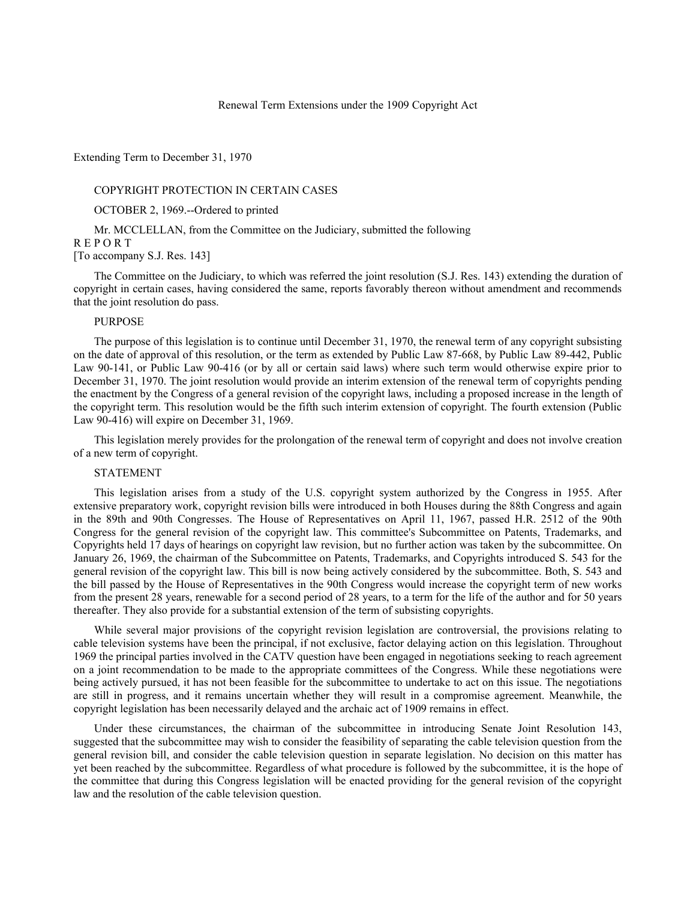# Renewal Term Extensions under the 1909 Copyright Act

## Extending Term to December 31, 1970

COPYRIGHT PROTECTION IN CERTAIN CASES

OCTOBER 2, 1969.--Ordered to printed

Mr. MCCLELLAN, from the Committee on the Judiciary, submitted the following

R E P O R T

[To accompany S.J. Res. 143]

The Committee on the Judiciary, to which was referred the joint resolution (S.J. Res. 143) extending the duration of copyright in certain cases, having considered the same, reports favorably thereon without amendment and recommends that the joint resolution do pass.

PURPOSE

The purpose of this legislation is to continue until December 31, 1970, the renewal term of any copyright subsisting on the date of approval of this resolution, or the term as extended by Public Law 87-668, by Public Law 89-442, Public Law 90-141, or Public Law 90-416 (or by all or certain said laws) where such term would otherwise expire prior to December 31, 1970. The joint resolution would provide an interim extension of the renewal term of copyrights pending the enactment by the Congress of a general revision of the copyright laws, including a proposed increase in the length of the copyright term. This resolution would be the fifth such interim extension of copyright. The fourth extension (Public Law 90-416) will expire on December 31, 1969.

This legislation merely provides for the prolongation of the renewal term of copyright and does not involve creation of a new term of copyright.

STATEMENT

This legislation arises from a study of the U.S. copyright system authorized by the Congress in 1955. After extensive preparatory work, copyright revision bills were introduced in both Houses during the 88th Congress and again in the 89th and 90th Congresses. The House of Representatives on April 11, 1967, passed H.R. 2512 of the 90th Congress for the general revision of the copyright law. This committee's Subcommittee on Patents, Trademarks, and Copyrights held 17 days of hearings on copyright law revision, but no further action was taken by the subcommittee. On January 26, 1969, the chairman of the Subcommittee on Patents, Trademarks, and Copyrights introduced S. 543 for the general revision of the copyright law. This bill is now being actively considered by the subcommittee. Both, S. 543 and the bill passed by the House of Representatives in the 90th Congress would increase the copyright term of new works from the present 28 years, renewable for a second period of 28 years, to a term for the life of the author and for 50 years thereafter. They also provide for a substantial extension of the term of subsisting copyrights.

While several major provisions of the copyright revision legislation are controversial, the provisions relating to cable television systems have been the principal, if not exclusive, factor delaying action on this legislation. Throughout 1969 the principal parties involved in the CATV question have been engaged in negotiations seeking to reach agreement on a joint recommendation to be made to the appropriate committees of the Congress. While these negotiations were being actively pursued, it has not been feasible for the subcommittee to undertake to act on this issue. The negotiations are still in progress, and it remains uncertain whether they will result in a compromise agreement. Meanwhile, the copyright legislation has been necessarily delayed and the archaic act of 1909 remains in effect.

Under these circumstances, the chairman of the subcommittee in introducing Senate Joint Resolution 143, suggested that the subcommittee may wish to consider the feasibility of separating the cable television question from the general revision bill, and consider the cable television question in separate legislation. No decision on this matter has yet been reached by the subcommittee. Regardless of what procedure is followed by the subcommittee, it is the hope of the committee that during this Congress legislation will be enacted providing for the general revision of the copyright law and the resolution of the cable television question.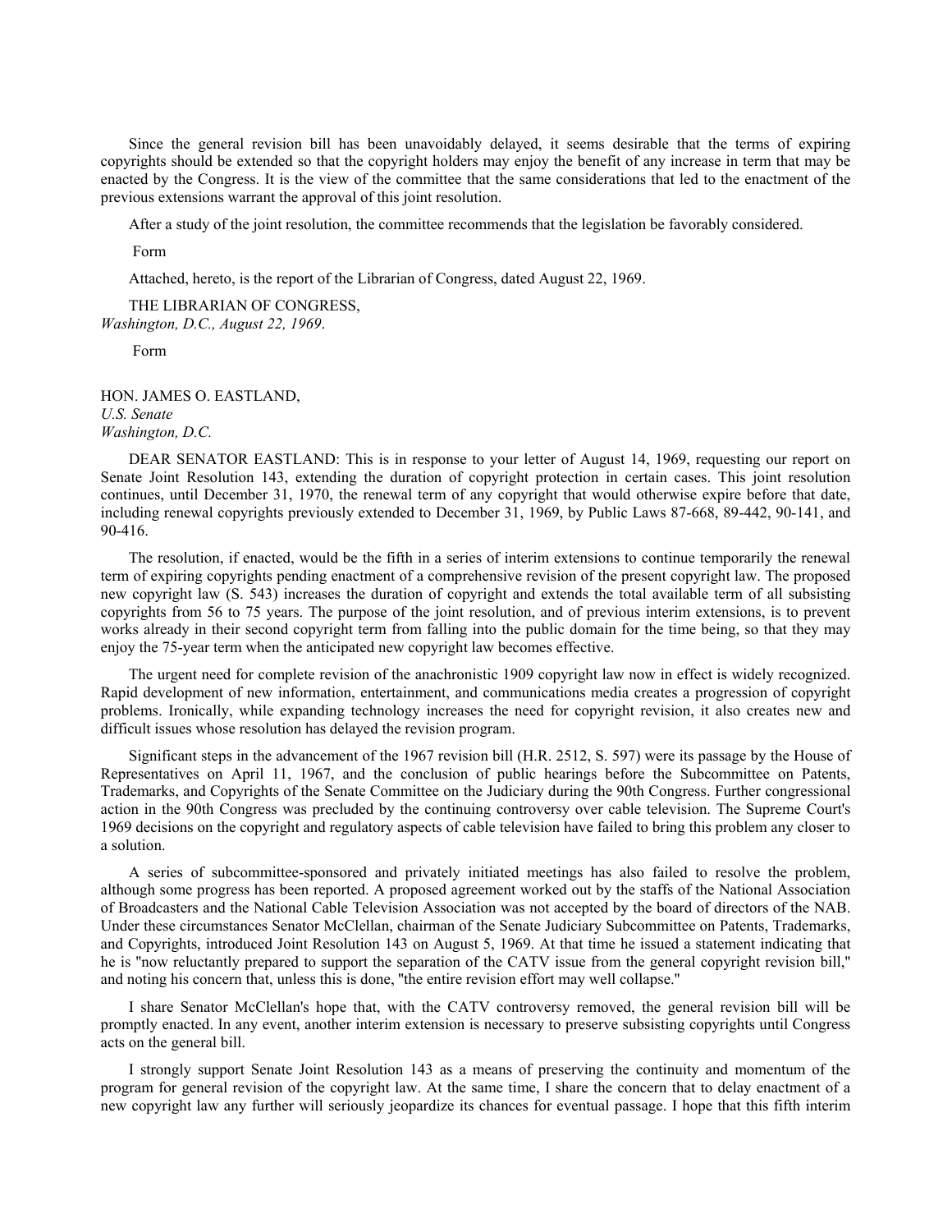Since the general revision bill has been unavoidably delayed, it seems desirable that the terms of expiring copyrights should be extended so that the copyright holders may enjoy the benefit of any increase in term that may be enacted by the Congress. It is the view of the committee that the same considerations that led to the enactment of the previous extensions warrant the approval of this joint resolution.

After a study of the joint resolution, the committee recommends that the legislation be favorably considered.

Form

Attached, hereto, is the report of the Librarian of Congress, dated August 22, 1969.

THE LIBRARIAN OF CONGRESS,
*Washington, D.C., August 22, 1969*.

Form

HON. JAMES O. EASTLAND,
*U.S. Senate*
*Washington, D.C.*

DEAR SENATOR EASTLAND: This is in response to your letter of August 14, 1969, requesting our report on Senate Joint Resolution 143, extending the duration of copyright protection in certain cases. This joint resolution continues, until December 31, 1970, the renewal term of any copyright that would otherwise expire before that date, including renewal copyrights previously extended to December 31, 1969, by Public Laws 87-668, 89-442, 90-141, and 90-416.

The resolution, if enacted, would be the fifth in a series of interim extensions to continue temporarily the renewal term of expiring copyrights pending enactment of a comprehensive revision of the present copyright law. The proposed new copyright law (S. 543) increases the duration of copyright and extends the total available term of all subsisting copyrights from 56 to 75 years. The purpose of the joint resolution, and of previous interim extensions, is to prevent works already in their second copyright term from falling into the public domain for the time being, so that they may enjoy the 75-year term when the anticipated new copyright law becomes effective.

The urgent need for complete revision of the anachronistic 1909 copyright law now in effect is widely recognized. Rapid development of new information, entertainment, and communications media creates a progression of copyright problems. Ironically, while expanding technology increases the need for copyright revision, it also creates new and difficult issues whose resolution has delayed the revision program.

Significant steps in the advancement of the 1967 revision bill (H.R. 2512, S. 597) were its passage by the House of Representatives on April 11, 1967, and the conclusion of public hearings before the Subcommittee on Patents, Trademarks, and Copyrights of the Senate Committee on the Judiciary during the 90th Congress. Further congressional action in the 90th Congress was precluded by the continuing controversy over cable television. The Supreme Court's 1969 decisions on the copyright and regulatory aspects of cable television have failed to bring this problem any closer to a solution.

A series of subcommittee-sponsored and privately initiated meetings has also failed to resolve the problem, although some progress has been reported. A proposed agreement worked out by the staffs of the National Association of Broadcasters and the National Cable Television Association was not accepted by the board of directors of the NAB. Under these circumstances Senator McClellan, chairman of the Senate Judiciary Subcommittee on Patents, Trademarks, and Copyrights, introduced Joint Resolution 143 on August 5, 1969. At that time he issued a statement indicating that he is "now reluctantly prepared to support the separation of the CATV issue from the general copyright revision bill," and noting his concern that, unless this is done, "the entire revision effort may well collapse."

I share Senator McClellan's hope that, with the CATV controversy removed, the general revision bill will be promptly enacted. In any event, another interim extension is necessary to preserve subsisting copyrights until Congress acts on the general bill.

I strongly support Senate Joint Resolution 143 as a means of preserving the continuity and momentum of the program for general revision of the copyright law. At the same time, I share the concern that to delay enactment of a new copyright law any further will seriously jeopardize its chances for eventual passage. I hope that this fifth interim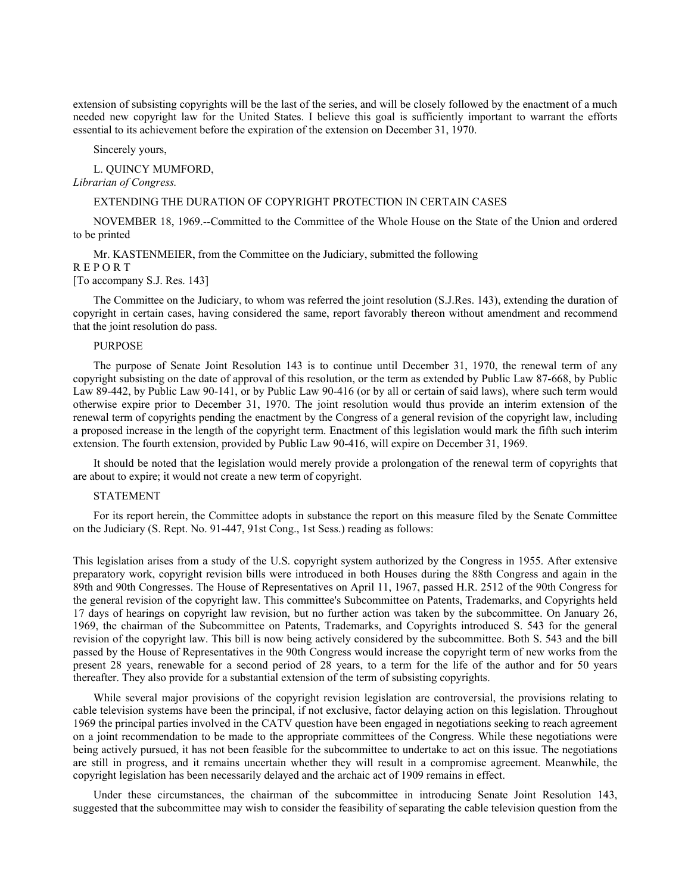extension of subsisting copyrights will be the last of the series, and will be closely followed by the enactment of a much needed new copyright law for the United States. I believe this goal is sufficiently important to warrant the efforts essential to its achievement before the expiration of the extension on December 31, 1970.

Sincerely yours,

L. QUINCY MUMFORD,
*Librarian of Congress.*

EXTENDING THE DURATION OF COPYRIGHT PROTECTION IN CERTAIN CASES

NOVEMBER 18, 1969.--Committed to the Committee of the Whole House on the State of the Union and ordered to be printed

Mr. KASTENMEIER, from the Committee on the Judiciary, submitted the following
R E P O R T
[To accompany S.J. Res. 143]

The Committee on the Judiciary, to whom was referred the joint resolution (S.J.Res. 143), extending the duration of copyright in certain cases, having considered the same, report favorably thereon without amendment and recommend that the joint resolution do pass.

PURPOSE

The purpose of Senate Joint Resolution 143 is to continue until December 31, 1970, the renewal term of any copyright subsisting on the date of approval of this resolution, or the term as extended by Public Law 87-668, by Public Law 89-442, by Public Law 90-141, or by Public Law 90-416 (or by all or certain of said laws), where such term would otherwise expire prior to December 31, 1970. The joint resolution would thus provide an interim extension of the renewal term of copyrights pending the enactment by the Congress of a general revision of the copyright law, including a proposed increase in the length of the copyright term. Enactment of this legislation would mark the fifth such interim extension. The fourth extension, provided by Public Law 90-416, will expire on December 31, 1969.

It should be noted that the legislation would merely provide a prolongation of the renewal term of copyrights that are about to expire; it would not create a new term of copyright.

STATEMENT

For its report herein, the Committee adopts in substance the report on this measure filed by the Senate Committee on the Judiciary (S. Rept. No. 91-447, 91st Cong., 1st Sess.) reading as follows:

This legislation arises from a study of the U.S. copyright system authorized by the Congress in 1955. After extensive preparatory work, copyright revision bills were introduced in both Houses during the 88th Congress and again in the 89th and 90th Congresses. The House of Representatives on April 11, 1967, passed H.R. 2512 of the 90th Congress for the general revision of the copyright law. This committee's Subcommittee on Patents, Trademarks, and Copyrights held 17 days of hearings on copyright law revision, but no further action was taken by the subcommittee. On January 26, 1969, the chairman of the Subcommittee on Patents, Trademarks, and Copyrights introduced S. 543 for the general revision of the copyright law. This bill is now being actively considered by the subcommittee. Both S. 543 and the bill passed by the House of Representatives in the 90th Congress would increase the copyright term of new works from the present 28 years, renewable for a second period of 28 years, to a term for the life of the author and for 50 years thereafter. They also provide for a substantial extension of the term of subsisting copyrights.

While several major provisions of the copyright revision legislation are controversial, the provisions relating to cable television systems have been the principal, if not exclusive, factor delaying action on this legislation. Throughout 1969 the principal parties involved in the CATV question have been engaged in negotiations seeking to reach agreement on a joint recommendation to be made to the appropriate committees of the Congress. While these negotiations were being actively pursued, it has not been feasible for the subcommittee to undertake to act on this issue. The negotiations are still in progress, and it remains uncertain whether they will result in a compromise agreement. Meanwhile, the copyright legislation has been necessarily delayed and the archaic act of 1909 remains in effect.

Under these circumstances, the chairman of the subcommittee in introducing Senate Joint Resolution 143, suggested that the subcommittee may wish to consider the feasibility of separating the cable television question from the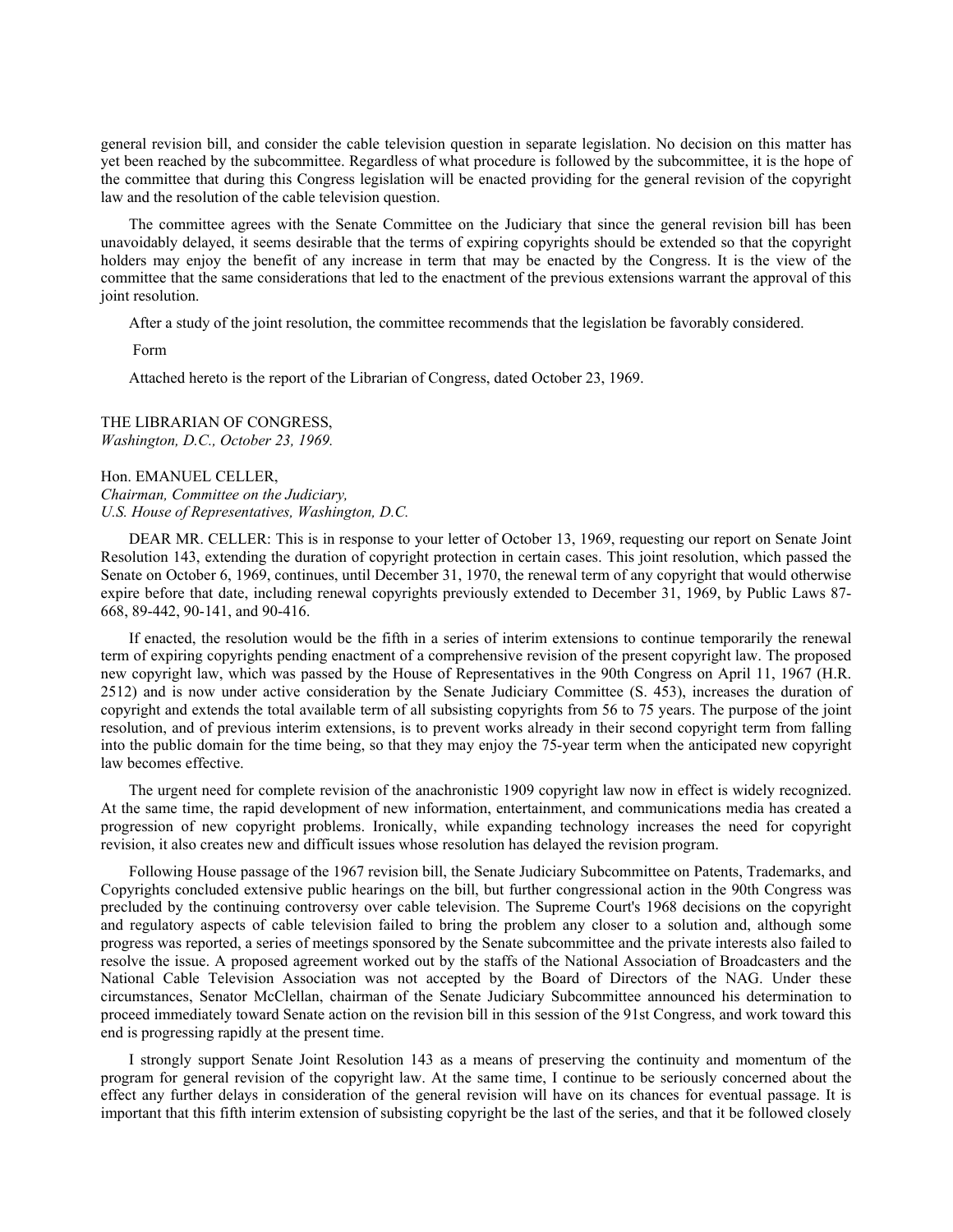general revision bill, and consider the cable television question in separate legislation. No decision on this matter has yet been reached by the subcommittee. Regardless of what procedure is followed by the subcommittee, it is the hope of the committee that during this Congress legislation will be enacted providing for the general revision of the copyright law and the resolution of the cable television question.

The committee agrees with the Senate Committee on the Judiciary that since the general revision bill has been unavoidably delayed, it seems desirable that the terms of expiring copyrights should be extended so that the copyright holders may enjoy the benefit of any increase in term that may be enacted by the Congress. It is the view of the committee that the same considerations that led to the enactment of the previous extensions warrant the approval of this joint resolution.

After a study of the joint resolution, the committee recommends that the legislation be favorably considered.

Form

Attached hereto is the report of the Librarian of Congress, dated October 23, 1969.

THE LIBRARIAN OF CONGRESS,
*Washington, D.C., October 23, 1969.*

Hon. EMANUEL CELLER,
*Chairman, Committee on the Judiciary,*
*U.S. House of Representatives, Washington, D.C.*

DEAR MR. CELLER: This is in response to your letter of October 13, 1969, requesting our report on Senate Joint Resolution 143, extending the duration of copyright protection in certain cases. This joint resolution, which passed the Senate on October 6, 1969, continues, until December 31, 1970, the renewal term of any copyright that would otherwise expire before that date, including renewal copyrights previously extended to December 31, 1969, by Public Laws 87-668, 89-442, 90-141, and 90-416.

If enacted, the resolution would be the fifth in a series of interim extensions to continue temporarily the renewal term of expiring copyrights pending enactment of a comprehensive revision of the present copyright law. The proposed new copyright law, which was passed by the House of Representatives in the 90th Congress on April 11, 1967 (H.R. 2512) and is now under active consideration by the Senate Judiciary Committee (S. 453), increases the duration of copyright and extends the total available term of all subsisting copyrights from 56 to 75 years. The purpose of the joint resolution, and of previous interim extensions, is to prevent works already in their second copyright term from falling into the public domain for the time being, so that they may enjoy the 75-year term when the anticipated new copyright law becomes effective.

The urgent need for complete revision of the anachronistic 1909 copyright law now in effect is widely recognized. At the same time, the rapid development of new information, entertainment, and communications media has created a progression of new copyright problems. Ironically, while expanding technology increases the need for copyright revision, it also creates new and difficult issues whose resolution has delayed the revision program.

Following House passage of the 1967 revision bill, the Senate Judiciary Subcommittee on Patents, Trademarks, and Copyrights concluded extensive public hearings on the bill, but further congressional action in the 90th Congress was precluded by the continuing controversy over cable television. The Supreme Court's 1968 decisions on the copyright and regulatory aspects of cable television failed to bring the problem any closer to a solution and, although some progress was reported, a series of meetings sponsored by the Senate subcommittee and the private interests also failed to resolve the issue. A proposed agreement worked out by the staffs of the National Association of Broadcasters and the National Cable Television Association was not accepted by the Board of Directors of the NAG. Under these circumstances, Senator McClellan, chairman of the Senate Judiciary Subcommittee announced his determination to proceed immediately toward Senate action on the revision bill in this session of the 91st Congress, and work toward this end is progressing rapidly at the present time.

I strongly support Senate Joint Resolution 143 as a means of preserving the continuity and momentum of the program for general revision of the copyright law. At the same time, I continue to be seriously concerned about the effect any further delays in consideration of the general revision will have on its chances for eventual passage. It is important that this fifth interim extension of subsisting copyright be the last of the series, and that it be followed closely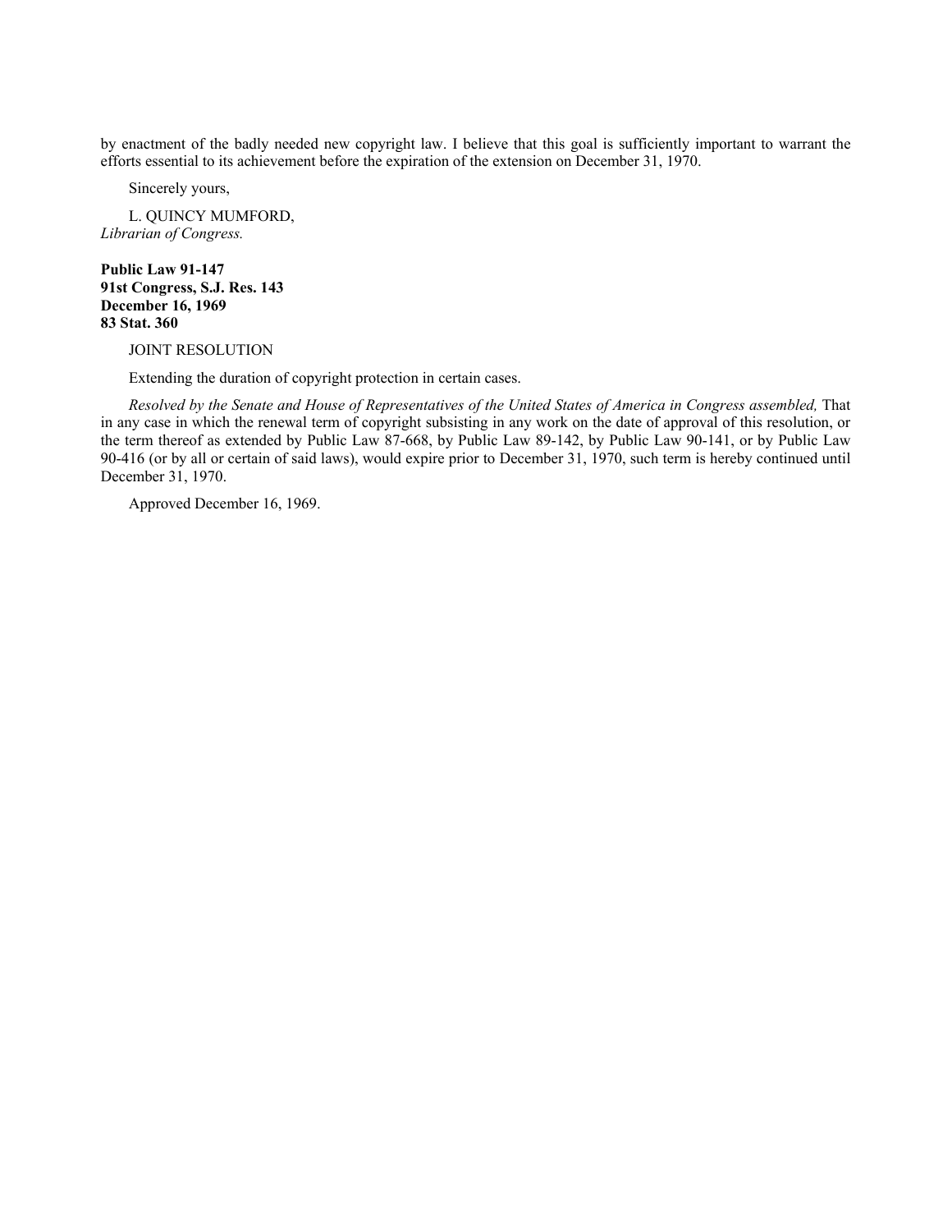by enactment of the badly needed new copyright law. I believe that this goal is sufficiently important to warrant the efforts essential to its achievement before the expiration of the extension on December 31, 1970.

Sincerely yours,

L. QUINCY MUMFORD,
*Librarian of Congress.*

**Public Law 91-147**
**91st Congress, S.J. Res. 143**
**December 16, 1969**
**83 Stat. 360**

JOINT RESOLUTION

Extending the duration of copyright protection in certain cases.

*Resolved by the Senate and House of Representatives of the United States of America in Congress assembled,* That in any case in which the renewal term of copyright subsisting in any work on the date of approval of this resolution, or the term thereof as extended by Public Law 87-668, by Public Law 89-142, by Public Law 90-141, or by Public Law 90-416 (or by all or certain of said laws), would expire prior to December 31, 1970, such term is hereby continued until December 31, 1970.

Approved December 16, 1969.